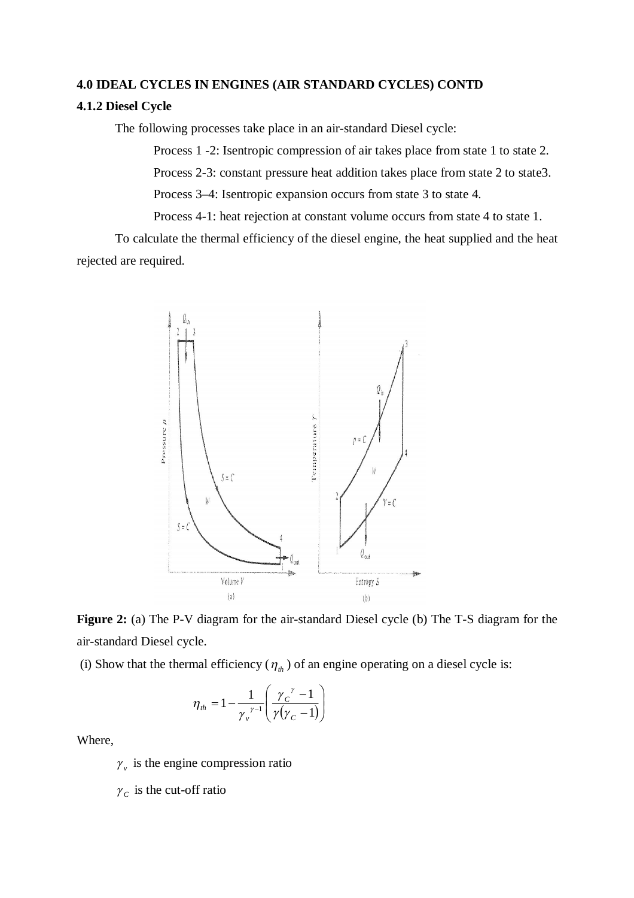### 4.0 IDEAL CYCLES IN ENGINES (AIR STANDARD CYCLES) CONTD

#### 4.1.2 Diesel Cycle

The following processes take place in an air-standard Diesel cycle:

Process 1 -2: Isentropic compression of air takes place from state 1 to state 2.

Process 2-3: constant pressure heat addition takes place from state 2 to state3.

Process 3–4: Isentropic expansion occurs from state 3 to state 4.

Process 4-1: heat rejection at constant volume occurs from state 4 to state 1.

To calculate the thermal efficiency of the diesel engine, the heat supplied and the heat rejected are required.

**Figure 2:** (a) The P-V diagram for the air-standard Diesel cycle (b) The T-S diagram for the air-standard Diesel cycle.

(i) Show that the thermal efficiency ($\eta_{th}$) of an engine operating on a diesel cycle is:

$$\eta_{th} = 1 - \frac{1}{\gamma_v^{\gamma-1}}\left(\frac{\gamma_C^{\gamma} - 1}{\gamma(\gamma_C - 1)}\right)$$

Where,

$\gamma_v$ is the engine compression ratio

$\gamma_C$ is the cut-off ratio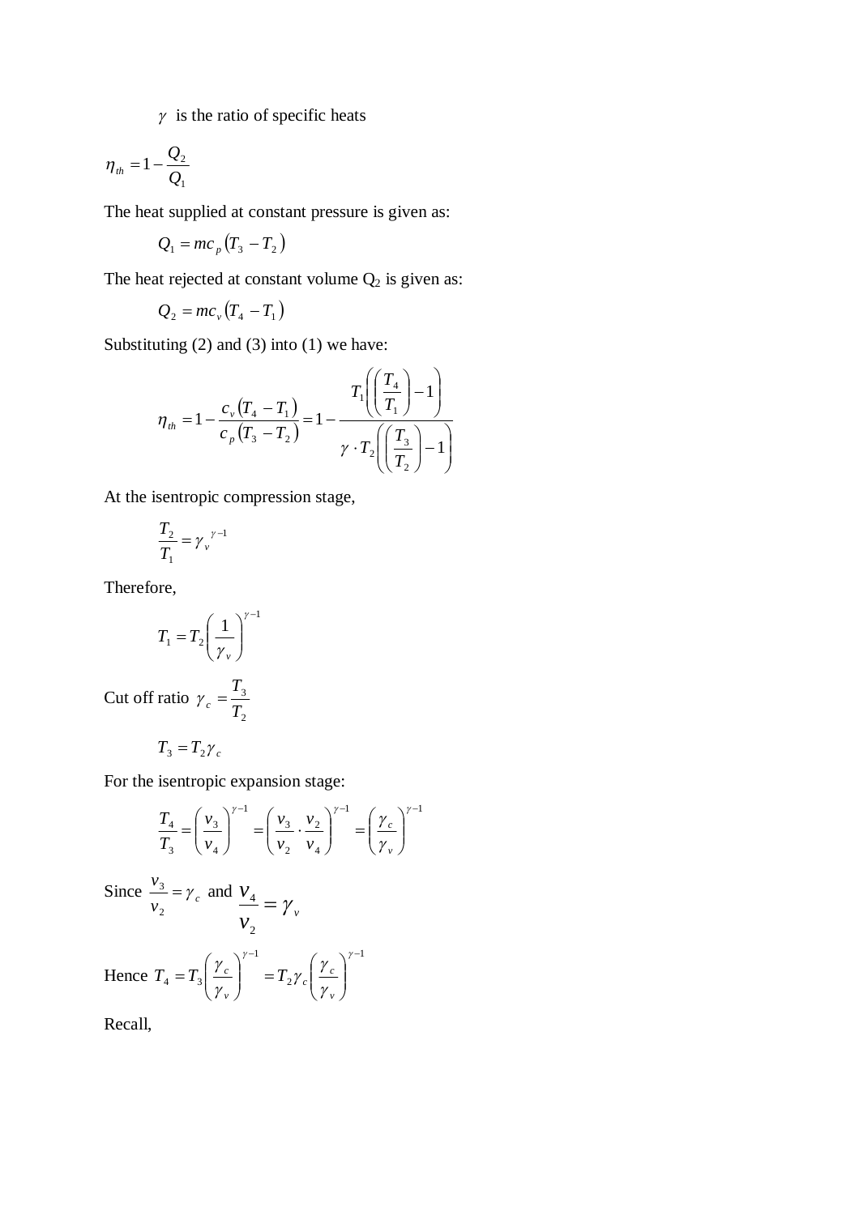$\gamma$ is the ratio of specific heats

$$\eta_{th} = 1 - \frac{Q_2}{Q_1}$$

The heat supplied at constant pressure is given as:

$$Q_1 = mc_p\left(T_3 - T_2\right)$$

The heat rejected at constant volume $Q_2$ is given as:

$$Q_2 = mc_v\left(T_4 - T_1\right)$$

Substituting (2) and (3) into (1) we have:

$$\eta_{th} = 1 - \frac{c_v\left(T_4 - T_1\right)}{c_p\left(T_3 - T_2\right)} = 1 - \frac{T_1\left(\left(\frac{T_4}{T_1}\right) - 1\right)}{\gamma \cdot T_2\left(\left(\frac{T_3}{T_2}\right) - 1\right)}$$

At the isentropic compression stage,

$$\frac{T_2}{T_1} = \gamma_v^{\ \gamma - 1}$$

Therefore,

$$T_1 = T_2\left(\frac{1}{\gamma_v}\right)^{\gamma - 1}$$

Cut off ratio $\gamma_c = \frac{T_3}{T_2}$

$$T_3 = T_2\gamma_c$$

For the isentropic expansion stage:

$$\frac{T_4}{T_3} = \left(\frac{v_3}{v_4}\right)^{\gamma - 1} = \left(\frac{v_3}{v_2} \cdot \frac{v_2}{v_4}\right)^{\gamma - 1} = \left(\frac{\gamma_c}{\gamma_v}\right)^{\gamma - 1}$$

Since $\frac{v_3}{v_2} = \gamma_c$ and $\frac{v_4}{v_2} = \gamma_v$

Hence $T_4 = T_3\left(\frac{\gamma_c}{\gamma_v}\right)^{\gamma - 1} = T_2\gamma_c\left(\frac{\gamma_c}{\gamma_v}\right)^{\gamma - 1}$

Recall,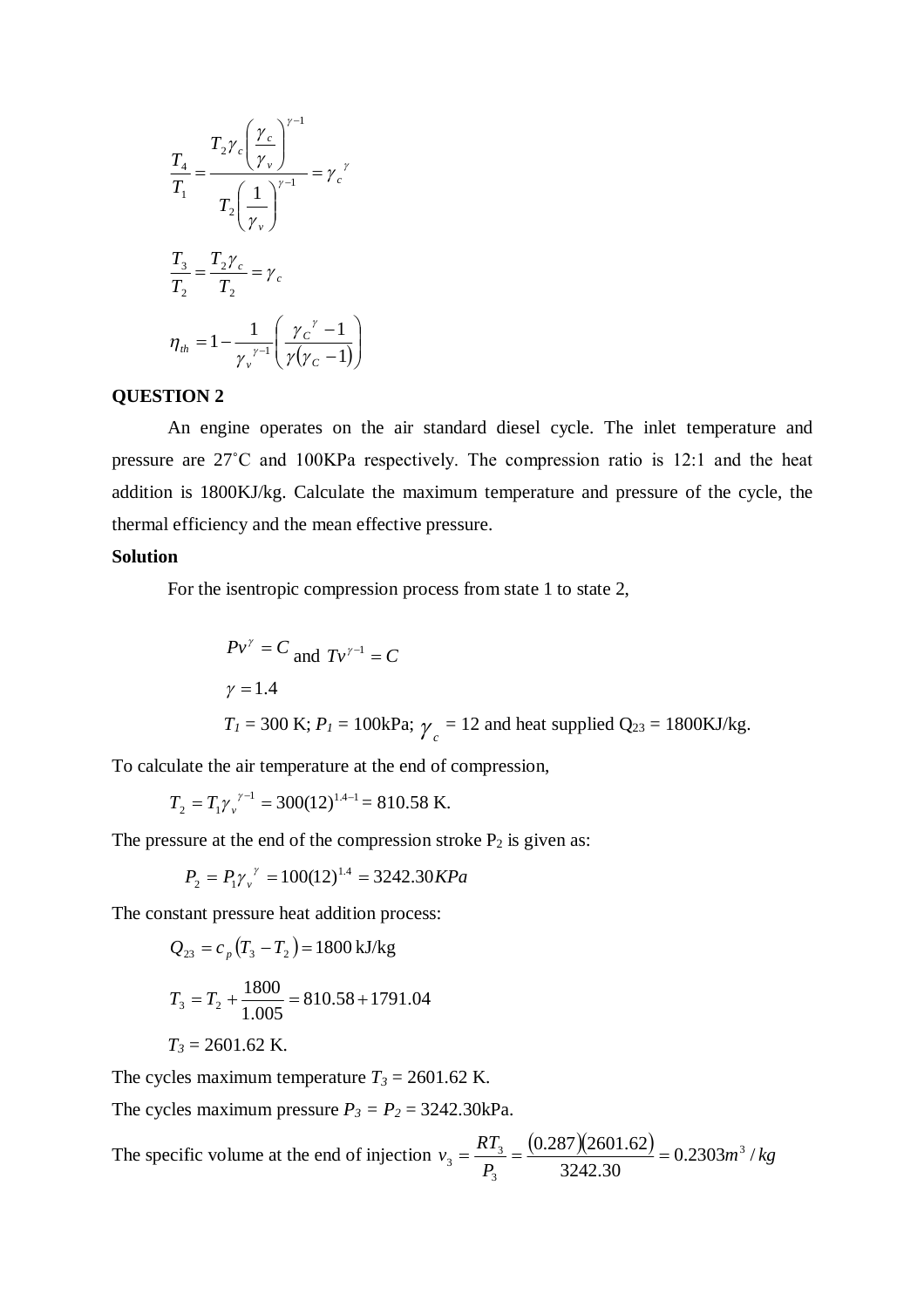$$\frac{T_4}{T_1} = \frac{T_2 \gamma_c \left( \frac{\gamma_c}{\gamma_v} \right)^{\gamma - 1}}{T_2 \left( \frac{1}{\gamma_v} \right)^{\gamma - 1}} = \gamma_c{}^{\gamma}$$

$$\frac{T_3}{T_2} = \frac{T_2 \gamma_c}{T_2} = \gamma_c$$

$$\eta_{th} = 1 - \frac{1}{\gamma_v{}^{\gamma - 1}} \left( \frac{\gamma_C{}^{\gamma} - 1}{\gamma (\gamma_C - 1)} \right)$$

**QUESTION 2**

An engine operates on the air standard diesel cycle. The inlet temperature and pressure are 27˚C and 100KPa respectively. The compression ratio is 12:1 and the heat addition is 1800KJ/kg. Calculate the maximum temperature and pressure of the cycle, the thermal efficiency and the mean effective pressure.

**Solution**

For the isentropic compression process from state 1 to state 2,

$Pv^{\gamma} = C$ and $Tv^{\gamma - 1} = C$

$\gamma = 1.4$

$T_1$ = 300 K; $P_1$ = 100kPa; $\gamma_c$ = 12 and heat supplied $Q_{23}$ = 1800KJ/kg.

To calculate the air temperature at the end of compression,

$T_2 = T_1 \gamma_v{}^{\gamma - 1} = 300(12)^{1.4-1}$ = 810.58 K.

The pressure at the end of the compression stroke $P_2$ is given as:

$P_2 = P_1 \gamma_v{}^{\gamma} = 100(12)^{1.4} = 3242.30 KPa$

The constant pressure heat addition process:

$Q_{23} = c_p (T_3 - T_2) = 1800$ kJ/kg

$$T_3 = T_2 + \frac{1800}{1.005} = 810.58 + 1791.04$$

$T_3$ = 2601.62 K.

The cycles maximum temperature $T_3$ = 2601.62 K.

The cycles maximum pressure $P_3 = P_2$ = 3242.30kPa.

The specific volume at the end of injection $v_3 = \frac{RT_3}{P_3} = \frac{(0.287)(2601.62)}{3242.30} = 0.2303 m^3/kg$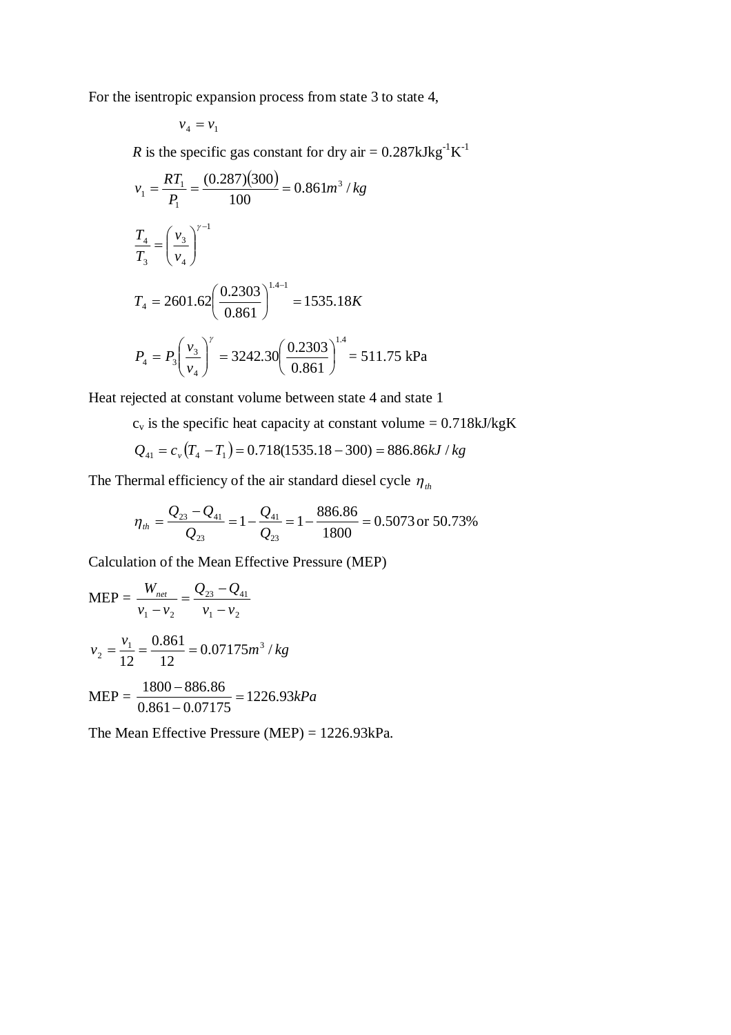For the isentropic expansion process from state 3 to state 4,

$$v_4 = v_1$$

$R$ is the specific gas constant for dry air = 0.287kJkg$^{-1}$K$^{-1}$

$$v_1 = \frac{RT_1}{P_1} = \frac{(0.287)(300)}{100} = 0.861 m^3/kg$$

$$\frac{T_4}{T_3} = \left(\frac{v_3}{v_4}\right)^{\gamma - 1}$$

$$T_4 = 2601.62\left(\frac{0.2303}{0.861}\right)^{1.4-1} = 1535.18K$$

$$P_4 = P_3\left(\frac{v_3}{v_4}\right)^{\gamma} = 3242.30\left(\frac{0.2303}{0.861}\right)^{1.4} = 511.75 \text{ kPa}$$

Heat rejected at constant volume between state 4 and state 1

$c_v$ is the specific heat capacity at constant volume = 0.718kJ/kgK

$$Q_{41} = c_v(T_4 - T_1) = 0.718(1535.18 - 300) = 886.86 kJ/kg$$

The Thermal efficiency of the air standard diesel cycle $\eta_{th}$

$$\eta_{th} = \frac{Q_{23} - Q_{41}}{Q_{23}} = 1 - \frac{Q_{41}}{Q_{23}} = 1 - \frac{886.86}{1800} = 0.5073 \text{ or } 50.73\%$$

Calculation of the Mean Effective Pressure (MEP)

$$\text{MEP} = \frac{W_{net}}{v_1 - v_2} = \frac{Q_{23} - Q_{41}}{v_1 - v_2}$$

$$v_2 = \frac{v_1}{12} = \frac{0.861}{12} = 0.07175 m^3/kg$$

$$\text{MEP} = \frac{1800 - 886.86}{0.861 - 0.07175} = 1226.93 kPa$$

The Mean Effective Pressure (MEP) = 1226.93kPa.